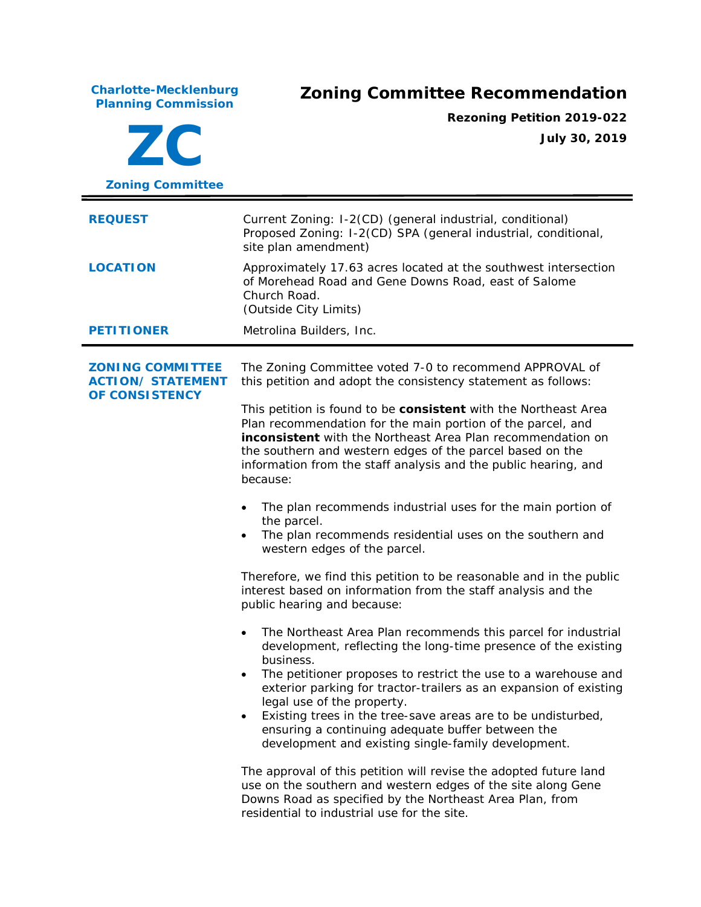**Charlotte-Mecklenburg Planning Commission**

**ZC**

**Zoning Committee**

# Zoning Committee Recommendation

**Rezoning Petition 2019-022**

**July 30, 2019**

---

| | |
|---|---|
| **REQUEST** | Current Zoning: I-2(CD) (general industrial, conditional)<br>Proposed Zoning: I-2(CD) SPA (general industrial, conditional, site plan amendment) |
| **LOCATION** | Approximately 17.63 acres located at the southwest intersection of Morehead Road and Gene Downs Road, east of Salome Church Road.<br>(Outside City Limits) |
| **PETITIONER** | Metrolina Builders, Inc. |

---

**ZONING COMMITTEE ACTION/ STATEMENT OF CONSISTENCY**

The Zoning Committee voted 7-0 to recommend APPROVAL of this petition and adopt the consistency statement as follows:

This petition is found to be **consistent** with the Northeast Area Plan recommendation for the main portion of the parcel, and **inconsistent** with the Northeast Area Plan recommendation on the southern and western edges of the parcel based on the information from the staff analysis and the public hearing, and because:

- The plan recommends industrial uses for the main portion of the parcel.
- The plan recommends residential uses on the southern and western edges of the parcel.

Therefore, we find this petition to be reasonable and in the public interest based on information from the staff analysis and the public hearing and because:

- The Northeast Area Plan recommends this parcel for industrial development, reflecting the long-time presence of the existing business.
- The petitioner proposes to restrict the use to a warehouse and exterior parking for tractor-trailers as an expansion of existing legal use of the property.
- Existing trees in the tree-save areas are to be undisturbed, ensuring a continuing adequate buffer between the development and existing single-family development.

The approval of this petition will revise the adopted future land use on the southern and western edges of the site along Gene Downs Road as specified by the Northeast Area Plan, from residential to industrial use for the site.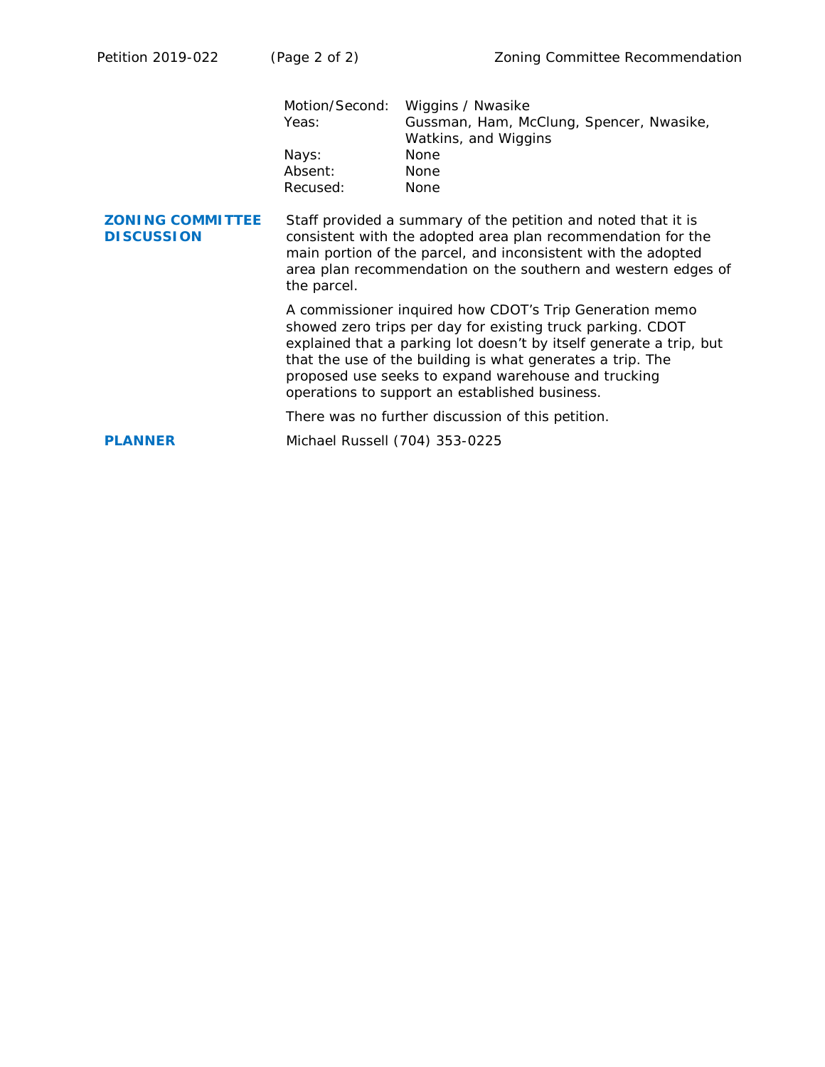| | |
|---|---|
| Motion/Second: | Wiggins / Nwasike |
| Yeas: | Gussman, Ham, McClung, Spencer, Nwasike, Watkins, and Wiggins |
| Nays: | None |
| Absent: | None |
| Recused: | None |

**ZONING COMMITTEE DISCUSSION**

Staff provided a summary of the petition and noted that it is consistent with the adopted area plan recommendation for the main portion of the parcel, and inconsistent with the adopted area plan recommendation on the southern and western edges of the parcel.

A commissioner inquired how CDOT's Trip Generation memo showed zero trips per day for existing truck parking. CDOT explained that a parking lot doesn't by itself generate a trip, but that the use of the building is what generates a trip. The proposed use seeks to expand warehouse and trucking operations to support an established business.

There was no further discussion of this petition.

**PLANNER**

Michael Russell (704) 353-0225